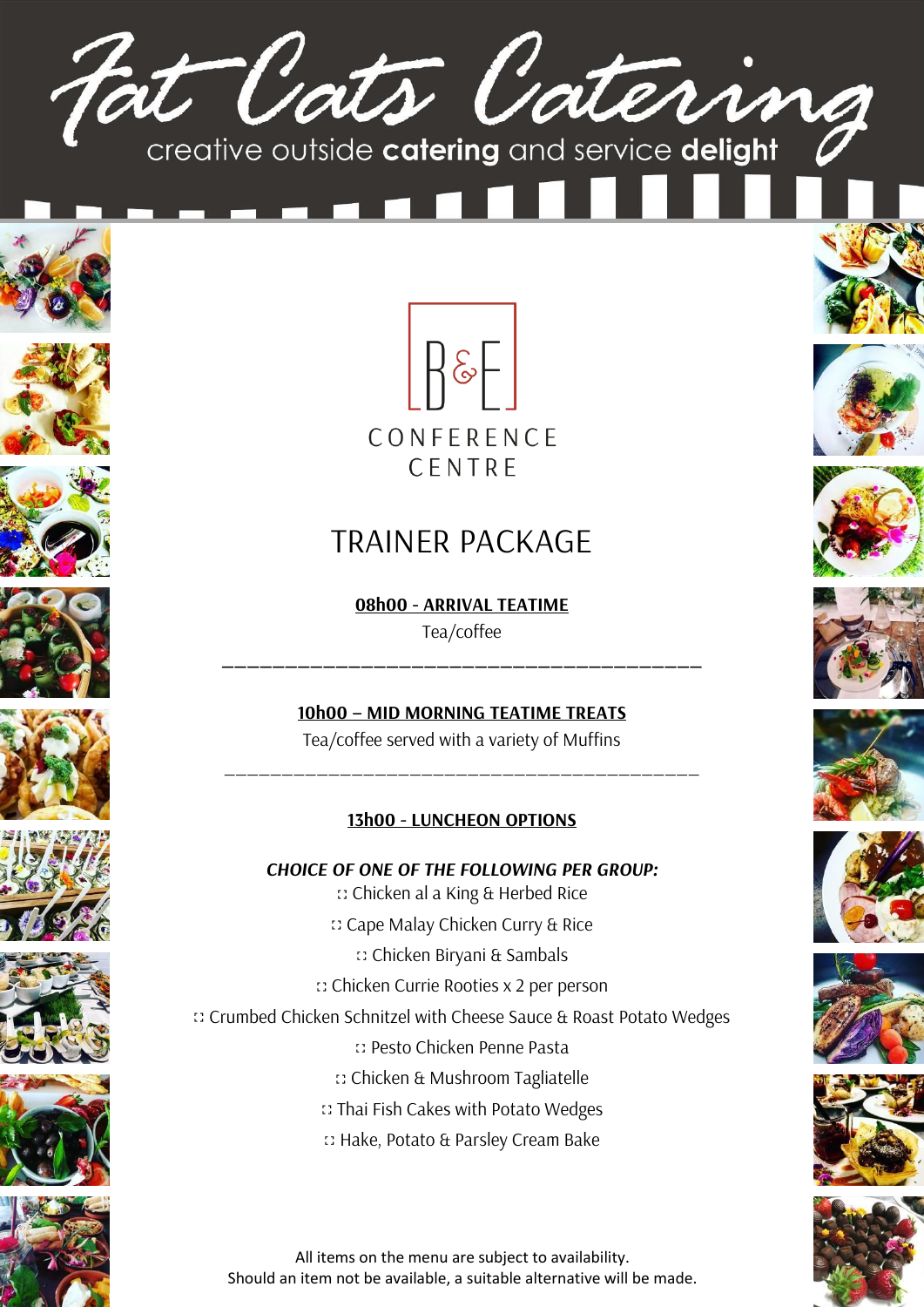# Fat Cats Catering

creative outside **catering** and service **delight**

B&E

CONFERENCE CENTRE

## TRAINER PACKAGE

**08h00 - ARRIVAL TEATIME**

Tea/coffee

---

**10h00 – MID MORNING TEATIME TREATS**

Tea/coffee served with a variety of Muffins

---

**13h00 - LUNCHEON OPTIONS**

***CHOICE OF ONE OF THE FOLLOWING PER GROUP:***

- Chicken al a King & Herbed Rice
- Cape Malay Chicken Curry & Rice
- Chicken Biryani & Sambals
- Chicken Currie Rooties x 2 per person
- Crumbed Chicken Schnitzel with Cheese Sauce & Roast Potato Wedges
- Pesto Chicken Penne Pasta
- Chicken & Mushroom Tagliatelle
- Thai Fish Cakes with Potato Wedges
- Hake, Potato & Parsley Cream Bake

All items on the menu are subject to availability.
Should an item not be available, a suitable alternative will be made.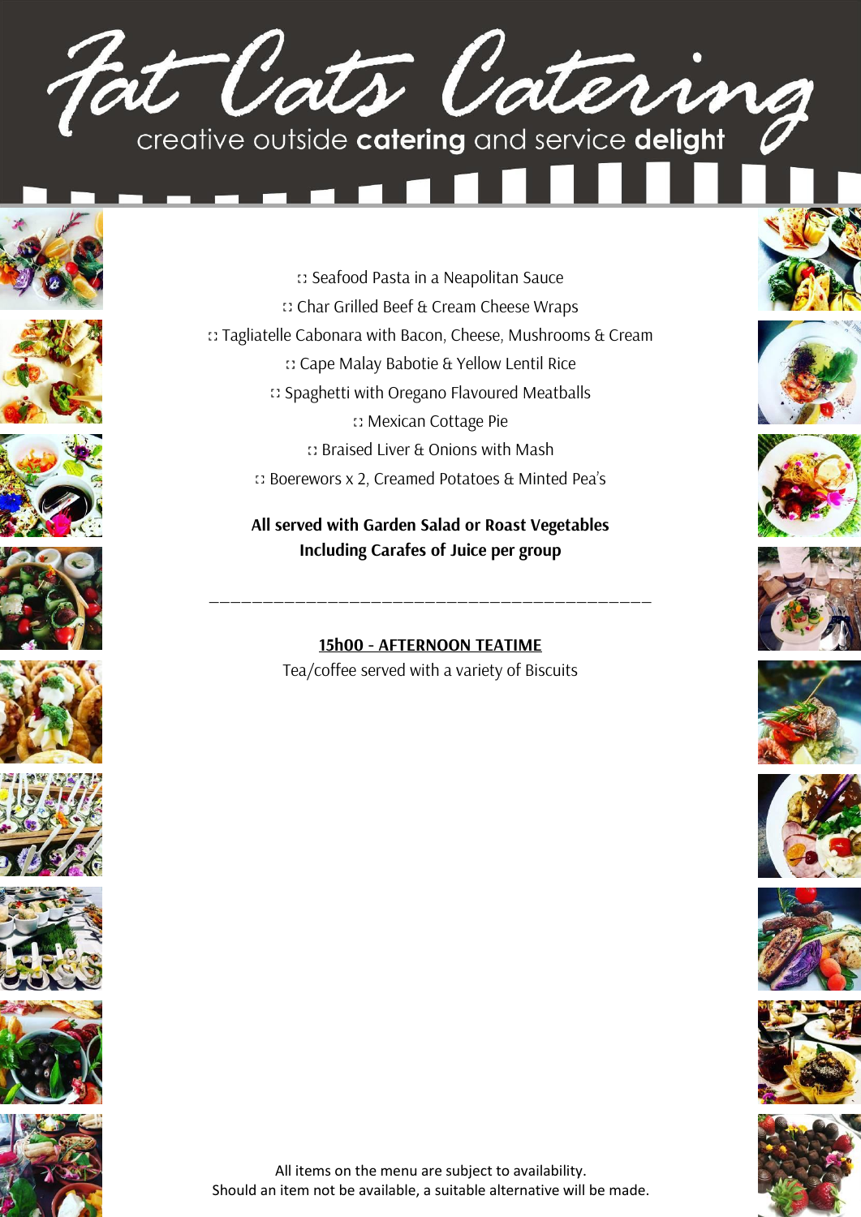# Fat Cats Catering

creative outside **catering** and service **delight**

- Seafood Pasta in a Neapolitan Sauce
- Char Grilled Beef & Cream Cheese Wraps
- Tagliatelle Cabonara with Bacon, Cheese, Mushrooms & Cream
- Cape Malay Babotie & Yellow Lentil Rice
- Spaghetti with Oregano Flavoured Meatballs
- Mexican Cottage Pie
- Braised Liver & Onions with Mash
- Boerewors x 2, Creamed Potatoes & Minted Pea's

**All served with Garden Salad or Roast Vegetables**
**Including Carafes of Juice per group**

---

**15h00 - AFTERNOON TEATIME**

Tea/coffee served with a variety of Biscuits

All items on the menu are subject to availability.
Should an item not be available, a suitable alternative will be made.